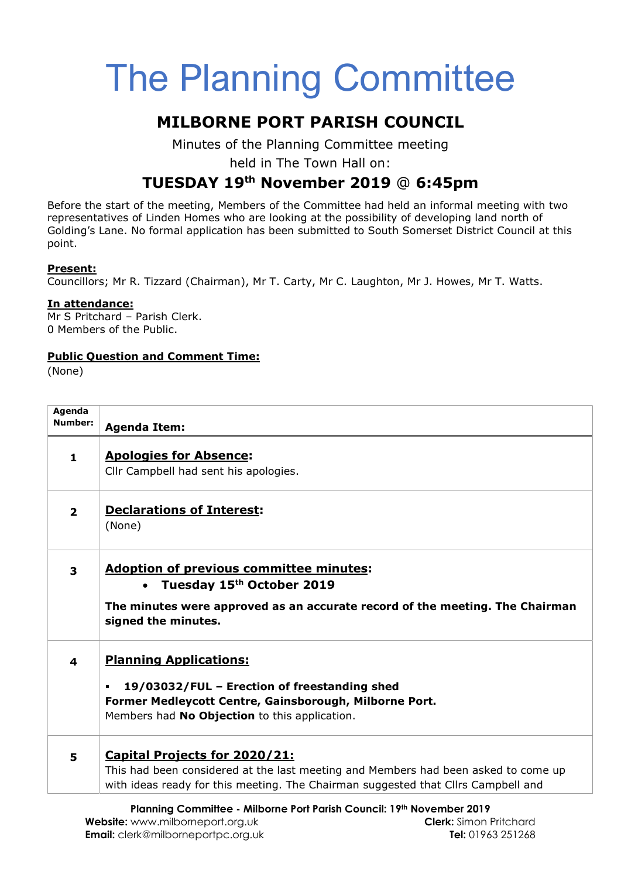# The Planning Committee

## MILBORNE PORT PARISH COUNCIL

Minutes of the Planning Committee meeting

held in The Town Hall on:

### TUESDAY 19th November 2019 @ 6:45pm

Before the start of the meeting, Members of the Committee had held an informal meeting with two representatives of Linden Homes who are looking at the possibility of developing land north of Golding's Lane. No formal application has been submitted to South Somerset District Council at this point.

**Present:**
Councillors; Mr R. Tizzard (Chairman), Mr T. Carty, Mr C. Laughton, Mr J. Howes, Mr T. Watts.

**In attendance:**
Mr S Pritchard – Parish Clerk.
0 Members of the Public.

**Public Question and Comment Time:**
(None)

| Agenda Number: | Agenda Item: |
|---|---|
| **1** | **Apologies for Absence:** Cllr Campbell had sent his apologies. |
| **2** | **Declarations of Interest:** (None) |
| **3** | **Adoption of previous committee minutes:** <br>• **Tuesday 15th October 2019** <br>**The minutes were approved as an accurate record of the meeting. The Chairman signed the minutes.** |
| **4** | **Planning Applications:** <br>▪ **19/03032/FUL – Erection of freestanding shed** <br>**Former Medleycott Centre, Gainsborough, Milborne Port.** <br>Members had **No Objection** to this application. |
| **5** | **Capital Projects for 2020/21:** <br>This had been considered at the last meeting and Members had been asked to come up with ideas ready for this meeting. The Chairman suggested that Cllrs Campbell and |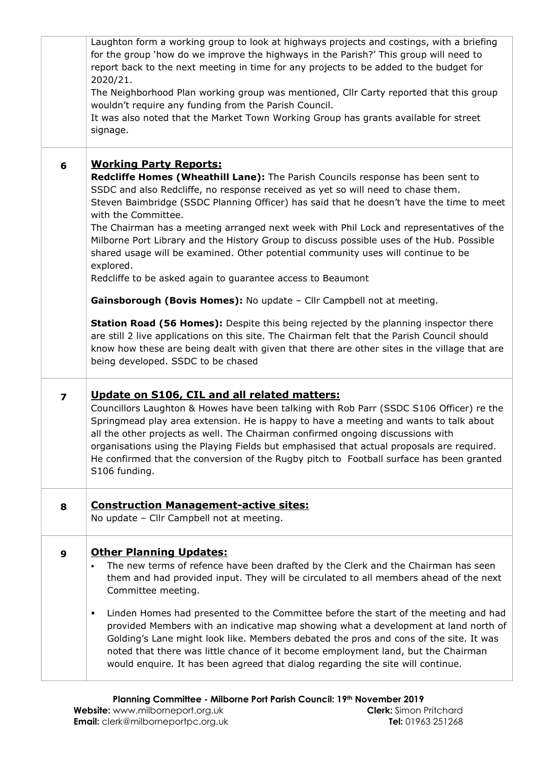| | |
|---|---|
| | Laughton form a working group to look at highways projects and costings, with a briefing for the group 'how do we improve the highways in the Parish?' This group will need to report back to the next meeting in time for any projects to be added to the budget for 2020/21.<br>The Neighborhood Plan working group was mentioned, Cllr Carty reported that this group wouldn't require any funding from the Parish Council.<br>It was also noted that the Market Town Working Group has grants available for street signage. |
| **6** | **<u>Working Party Reports:</u>**<br>**Redcliffe Homes (Wheathill Lane):** The Parish Councils response has been sent to SSDC and also Redcliffe, no response received as yet so will need to chase them.<br>Steven Baimbridge (SSDC Planning Officer) has said that he doesn't have the time to meet with the Committee.<br>The Chairman has a meeting arranged next week with Phil Lock and representatives of the Milborne Port Library and the History Group to discuss possible uses of the Hub. Possible shared usage will be examined. Other potential community uses will continue to be explored.<br>Redcliffe to be asked again to guarantee access to Beaumont<br><br>**Gainsborough (Bovis Homes):** No update – Cllr Campbell not at meeting.<br><br>**Station Road (56 Homes):** Despite this being rejected by the planning inspector there are still 2 live applications on this site. The Chairman felt that the Parish Council should know how these are being dealt with given that there are other sites in the village that are being developed. SSDC to be chased |
| **7** | **<u>Update on S106, CIL and all related matters:</u>**<br>Councillors Laughton & Howes have been talking with Rob Parr (SSDC S106 Officer) re the Springmead play area extension. He is happy to have a meeting and wants to talk about all the other projects as well. The Chairman confirmed ongoing discussions with organisations using the Playing Fields but emphasised that actual proposals are required. He confirmed that the conversion of the Rugby pitch to Football surface has been granted S106 funding. |
| **8** | **<u>Construction Management-active sites:</u>**<br>No update – Cllr Campbell not at meeting. |
| **9** | **<u>Other Planning Updates:</u>**<br>▪ The new terms of refence have been drafted by the Clerk and the Chairman has seen them and had provided input. They will be circulated to all members ahead of the next Committee meeting.<br>▪ Linden Homes had presented to the Committee before the start of the meeting and had provided Members with an indicative map showing what a development at land north of Golding's Lane might look like. Members debated the pros and cons of the site. It was noted that there was little chance of it become employment land, but the Chairman would enquire. It has been agreed that dialog regarding the site will continue. |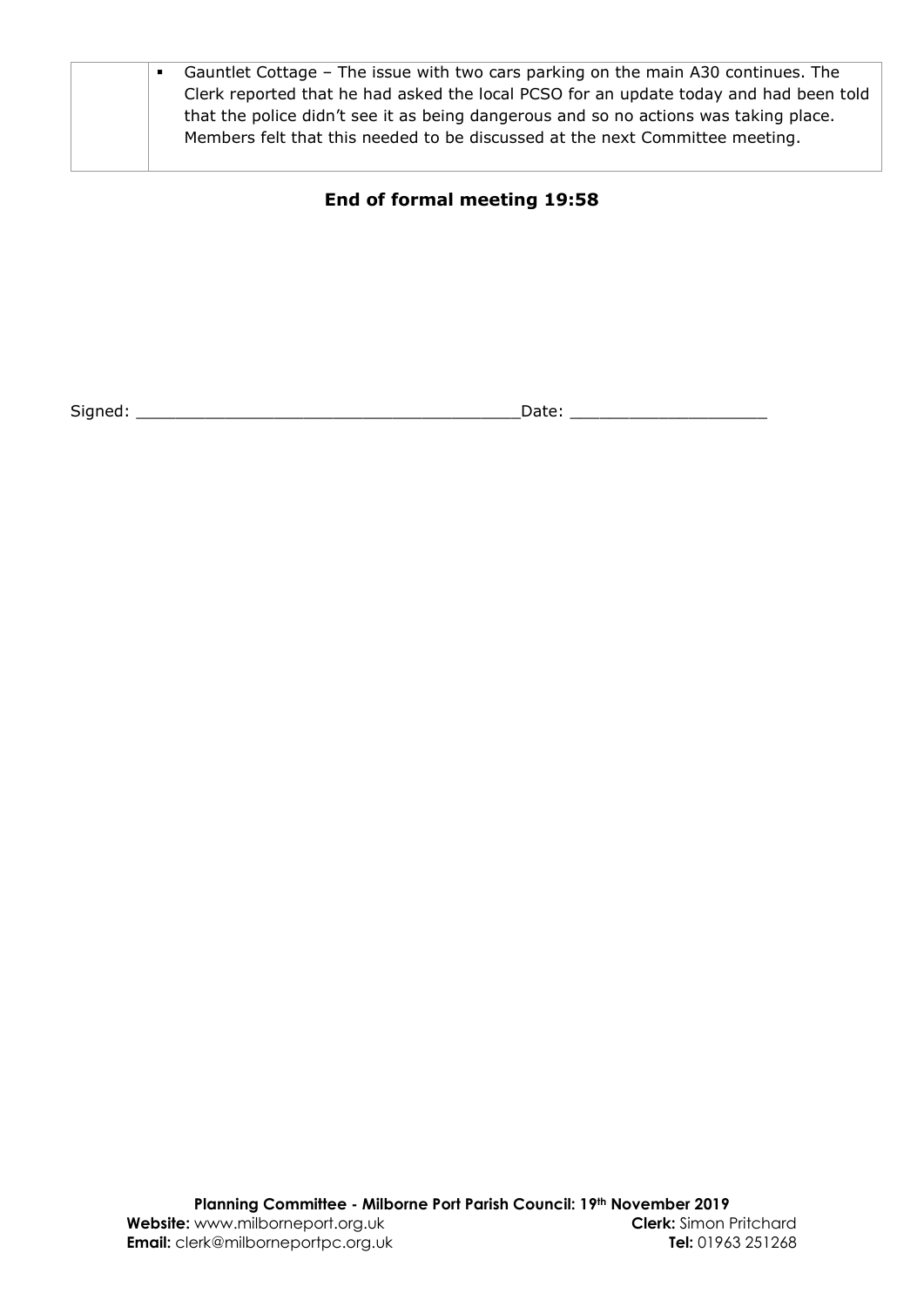| | |
|---|---|
| | - Gauntlet Cottage – The issue with two cars parking on the main A30 continues. The Clerk reported that he had asked the local PCSO for an update today and had been told that the police didn't see it as being dangerous and so no actions was taking place. Members felt that this needed to be discussed at the next Committee meeting. |

**End of formal meeting 19:58**

Signed: ________________________________________Date: ____________________